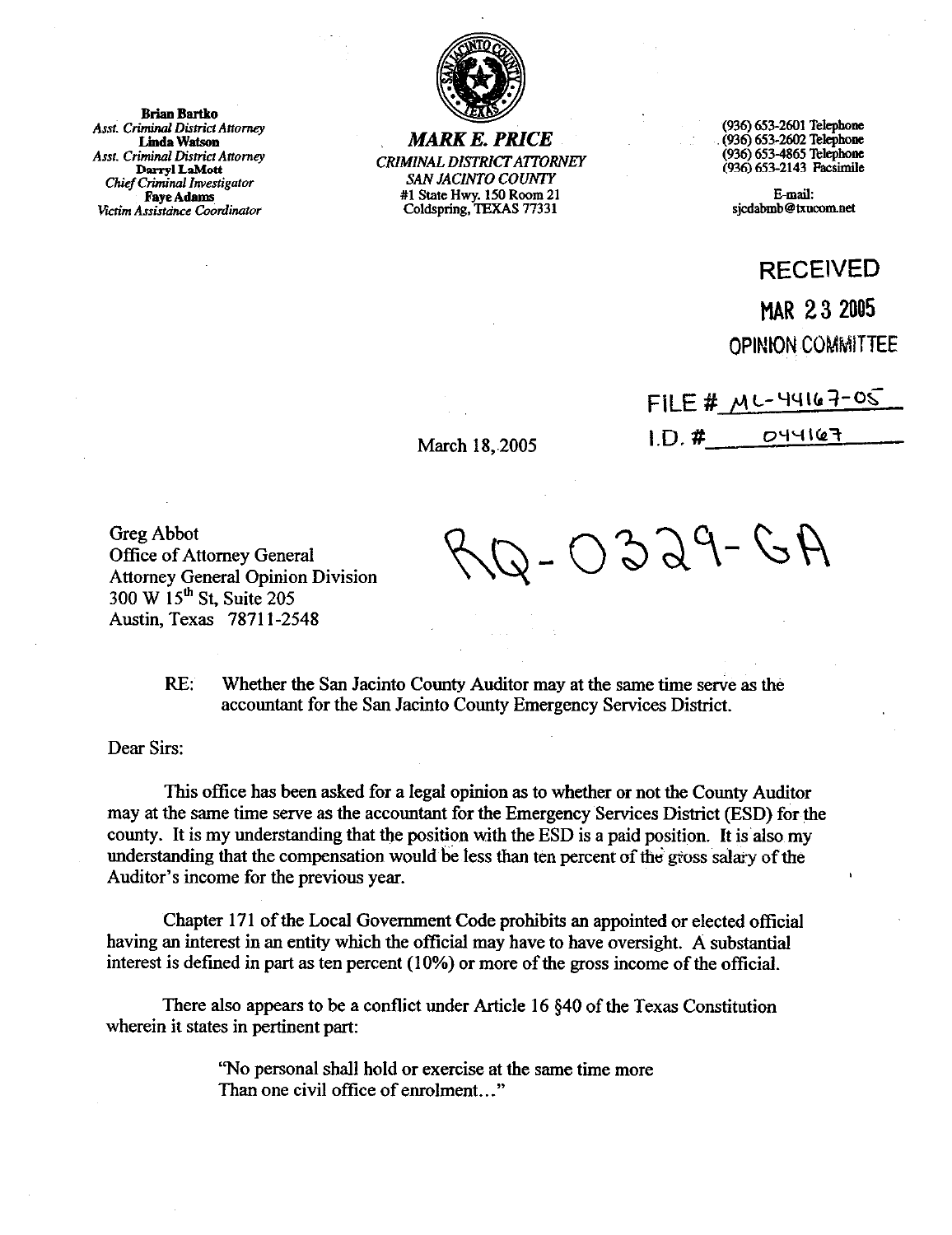Brian Bartko
*Asst. Criminal District Attorney*
Linda Watson
*Asst. Criminal District Attorney*
Darryl LaMott
*Chief Criminal Investigator*
Faye Adams
*Victim Assistance Coordinator*

***MARK E. PRICE***
*CRIMINAL DISTRICT ATTORNEY*
*SAN JACINTO COUNTY*
#1 State Hwy. 150 Room 21
Coldspring, TEXAS 77331

(936) 653-2601 Telephone
(936) 653-2602 Telephone
(936) 653-4865 Telephone
(936) 653-2143 Facsimile

E-mail:
sjcdabmb@txucom.net

RECEIVED
MAR 23 2005
OPINION COMMITTEE

FILE # ML-44167-05
I.D. # 044167

March 18, 2005

RQ-0329-GA

Greg Abbot
Office of Attorney General
Attorney General Opinion Division
300 W 15th St, Suite 205
Austin, Texas 78711-2548

RE: Whether the San Jacinto County Auditor may at the same time serve as the accountant for the San Jacinto County Emergency Services District.

Dear Sirs:

This office has been asked for a legal opinion as to whether or not the County Auditor may at the same time serve as the accountant for the Emergency Services District (ESD) for the county. It is my understanding that the position with the ESD is a paid position. It is also my understanding that the compensation would be less than ten percent of the gross salary of the Auditor's income for the previous year.

Chapter 171 of the Local Government Code prohibits an appointed or elected official having an interest in an entity which the official may have to have oversight. A substantial interest is defined in part as ten percent (10%) or more of the gross income of the official.

There also appears to be a conflict under Article 16 §40 of the Texas Constitution wherein it states in pertinent part:

> "No personal shall hold or exercise at the same time more
> Than one civil office of enrolment..."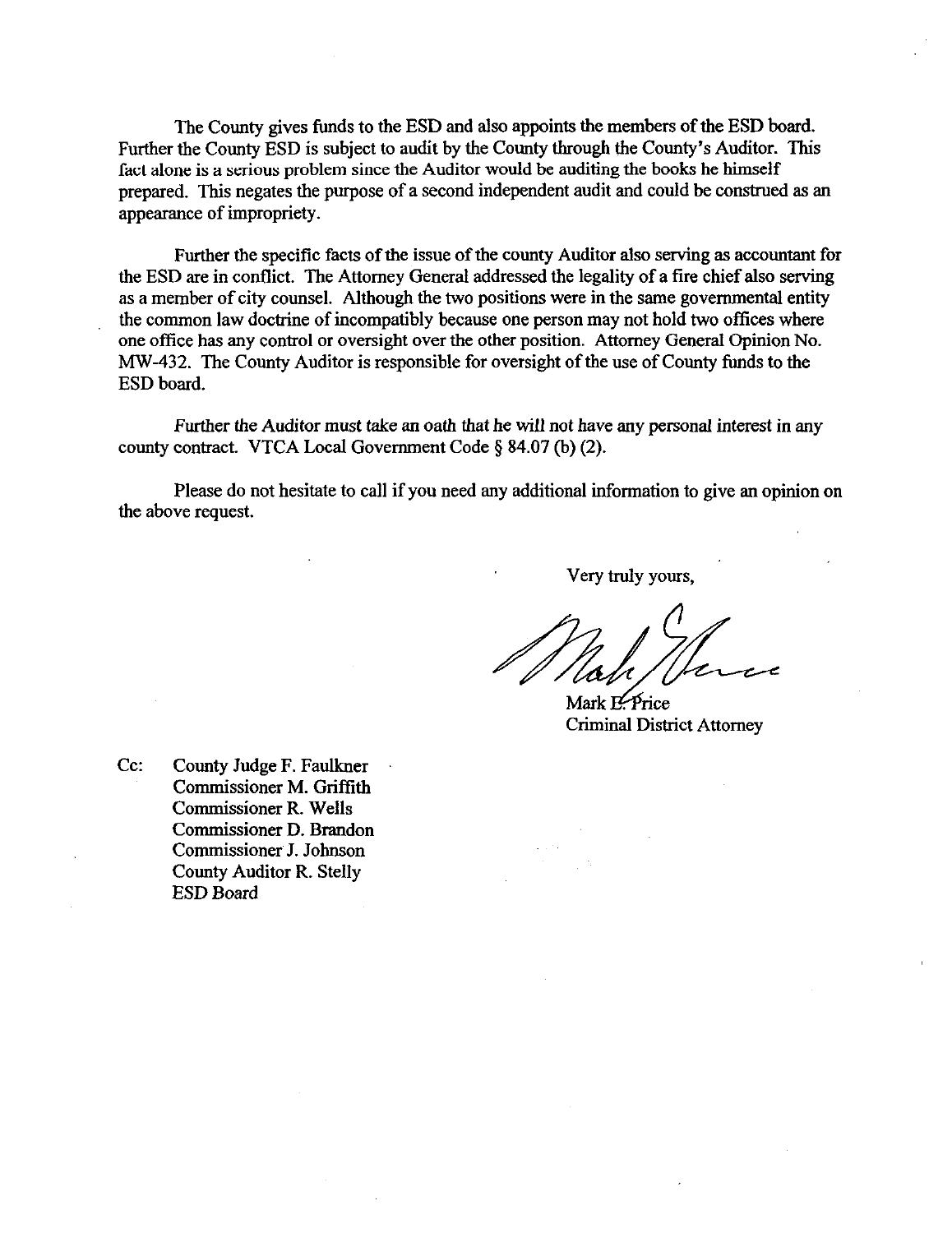The County gives funds to the ESD and also appoints the members of the ESD board. Further the County ESD is subject to audit by the County through the County's Auditor. This fact alone is a serious problem since the Auditor would be auditing the books he himself prepared. This negates the purpose of a second independent audit and could be construed as an appearance of impropriety.

Further the specific facts of the issue of the county Auditor also serving as accountant for the ESD are in conflict. The Attorney General addressed the legality of a fire chief also serving as a member of city counsel. Although the two positions were in the same governmental entity the common law doctrine of incompatibly because one person may not hold two offices where one office has any control or oversight over the other position. Attorney General Opinion No. MW-432. The County Auditor is responsible for oversight of the use of County funds to the ESD board.

Further the Auditor must take an oath that he will not have any personal interest in any county contract. VTCA Local Government Code § 84.07 (b) (2).

Please do not hesitate to call if you need any additional information to give an opinion on the above request.

Very truly yours,

Mark E. Price
Criminal District Attorney

Cc: County Judge F. Faulkner
Commissioner M. Griffith
Commissioner R. Wells
Commissioner D. Brandon
Commissioner J. Johnson
County Auditor R. Stelly
ESD Board